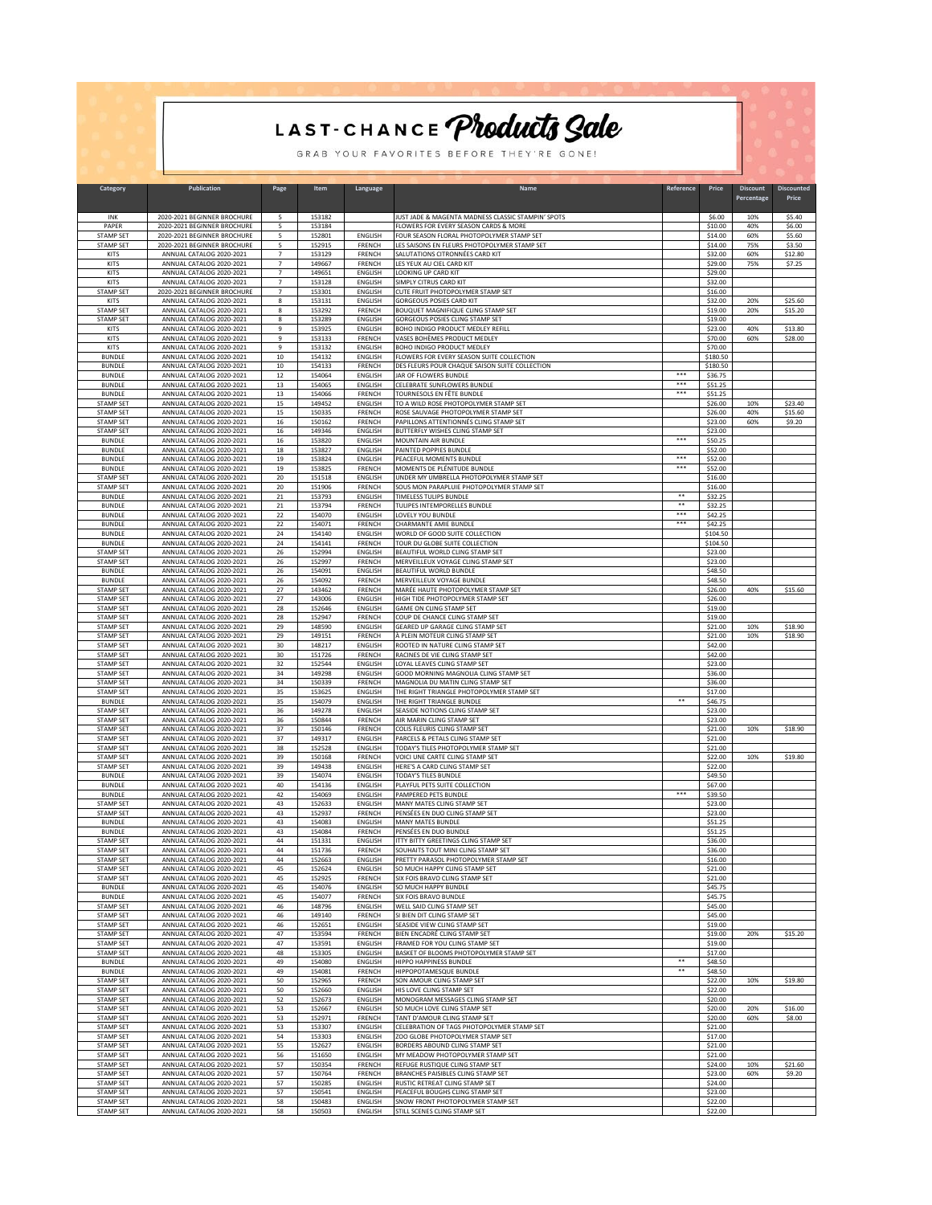# LAST-CHANCE Products Sale

GRAB YOUR FAVORITES BEFORE THEY'RE GONE!

| Category | Publication | Page | Item | Language | Name | Reference | Price | Discount Percentage | Discounted Price |
|---|---|---|---|---|---|---|---|---|---|
| INK | 2020-2021 BEGINNER BROCHURE | 5 | 153182 | | JUST JADE & MAGENTA MADNESS CLASSIC STAMPIN' SPOTS | | $6.00 | 10% | $5.40 |
| PAPER | 2020-2021 BEGINNER BROCHURE | 5 | 153184 | | FLOWERS FOR EVERY SEASON CARDS & MORE | | $10.00 | 40% | $6.00 |
| STAMP SET | 2020-2021 BEGINNER BROCHURE | 5 | 152801 | ENGLISH | FOUR SEASON FLORAL PHOTOPOLYMER STAMP SET | | $14.00 | 60% | $5.60 |
| STAMP SET | 2020-2021 BEGINNER BROCHURE | 5 | 152915 | FRENCH | LES SAISONS EN FLEURS PHOTOPOLYMER STAMP SET | | $14.00 | 75% | $3.50 |
| KITS | ANNUAL CATALOG 2020-2021 | 7 | 153129 | FRENCH | SALUTATIONS CITRONNÉES CARD KIT | | $32.00 | 60% | $12.80 |
| KITS | ANNUAL CATALOG 2020-2021 | 7 | 149667 | FRENCH | LES YEUX AU CIEL CARD KIT | | $29.00 | 75% | $7.25 |
| KITS | ANNUAL CATALOG 2020-2021 | 7 | 149651 | ENGLISH | LOOKING UP CARD KIT | | $29.00 | | |
| KITS | ANNUAL CATALOG 2020-2021 | 7 | 153128 | ENGLISH | SIMPLY CITRUS CARD KIT | | $32.00 | | |
| STAMP SET | 2020-2021 BEGINNER BROCHURE | 7 | 153301 | ENGLISH | CUTE FRUIT PHOTOPOLYMER STAMP SET | | $16.00 | | |
| KITS | ANNUAL CATALOG 2020-2021 | 8 | 153131 | ENGLISH | GORGEOUS POSIES CARD KIT | | $32.00 | 20% | $25.60 |
| STAMP SET | ANNUAL CATALOG 2020-2021 | 8 | 153292 | FRENCH | BOUQUET MAGNIFIQUE CLING STAMP SET | | $19.00 | 20% | $15.20 |
| STAMP SET | ANNUAL CATALOG 2020-2021 | 8 | 153289 | ENGLISH | GORGEOUS POSIES CLING STAMP SET | | $19.00 | | |
| KITS | ANNUAL CATALOG 2020-2021 | 9 | 153925 | ENGLISH | BOHO INDIGO PRODUCT MEDLEY REFILL | | $23.00 | 40% | $13.80 |
| KITS | ANNUAL CATALOG 2020-2021 | 9 | 153133 | FRENCH | VASES BOHÈMES PRODUCT MEDLEY | | $70.00 | 60% | $28.00 |
| KITS | ANNUAL CATALOG 2020-2021 | 9 | 153132 | ENGLISH | BOHO INDIGO PRODUCT MEDLEY | | $70.00 | | |
| BUNDLE | ANNUAL CATALOG 2020-2021 | 10 | 154132 | ENGLISH | FLOWERS FOR EVERY SEASON SUITE COLLECTION | | $180.50 | | |
| BUNDLE | ANNUAL CATALOG 2020-2021 | 10 | 154133 | FRENCH | DES FLEURS POUR CHAQUE SAISON SUITE COLLECTION | | $180.50 | | |
| BUNDLE | ANNUAL CATALOG 2020-2021 | 12 | 154064 | ENGLISH | JAR OF FLOWERS BUNDLE | *** | $36.75 | | |
| BUNDLE | ANNUAL CATALOG 2020-2021 | 13 | 154065 | ENGLISH | CELEBRATE SUNFLOWERS BUNDLE | *** | $51.25 | | |
| BUNDLE | ANNUAL CATALOG 2020-2021 | 13 | 154066 | FRENCH | TOURNESOLS EN FÊTE BUNDLE | *** | $51.25 | | |
| STAMP SET | ANNUAL CATALOG 2020-2021 | 15 | 149452 | ENGLISH | TO A WILD ROSE PHOTOPOLYMER STAMP SET | | $26.00 | 10% | $23.40 |
| STAMP SET | ANNUAL CATALOG 2020-2021 | 15 | 150335 | FRENCH | ROSE SAUVAGE PHOTOPOLYMER STAMP SET | | $26.00 | 40% | $15.60 |
| STAMP SET | ANNUAL CATALOG 2020-2021 | 16 | 150162 | FRENCH | PAPILLONS ATTENTIONNÉS CLING STAMP SET | | $23.00 | 60% | $9.20 |
| STAMP SET | ANNUAL CATALOG 2020-2021 | 16 | 149346 | ENGLISH | BUTTERFLY WISHES CLING STAMP SET | | $23.00 | | |
| BUNDLE | ANNUAL CATALOG 2020-2021 | 16 | 153820 | ENGLISH | MOUNTAIN AIR BUNDLE | *** | $50.25 | | |
| BUNDLE | ANNUAL CATALOG 2020-2021 | 18 | 153827 | ENGLISH | PAINTED POPPIES BUNDLE | | $52.00 | | |
| BUNDLE | ANNUAL CATALOG 2020-2021 | 19 | 153824 | ENGLISH | PEACEFUL MOMENTS BUNDLE | *** | $52.00 | | |
| BUNDLE | ANNUAL CATALOG 2020-2021 | 19 | 153825 | FRENCH | MOMENTS DE PLÉNITUDE BUNDLE | *** | $52.00 | | |
| STAMP SET | ANNUAL CATALOG 2020-2021 | 20 | 151518 | ENGLISH | UNDER MY UMBRELLA PHOTOPOLYMER STAMP SET | | $16.00 | | |
| STAMP SET | ANNUAL CATALOG 2020-2021 | 20 | 151906 | FRENCH | SOUS MON PARAPLUIE PHOTOPOLYMER STAMP SET | | $16.00 | | |
| BUNDLE | ANNUAL CATALOG 2020-2021 | 21 | 153793 | ENGLISH | TIMELESS TULIPS BUNDLE | ** | $32.25 | | |
| BUNDLE | ANNUAL CATALOG 2020-2021 | 21 | 153794 | FRENCH | TULIPES INTEMPORELLES BUNDLE | ** | $32.25 | | |
| BUNDLE | ANNUAL CATALOG 2020-2021 | 22 | 154070 | ENGLISH | LOVELY YOU BUNDLE | *** | $42.25 | | |
| BUNDLE | ANNUAL CATALOG 2020-2021 | 22 | 154071 | FRENCH | CHARMANTE AMIE BUNDLE | *** | $42.25 | | |
| BUNDLE | ANNUAL CATALOG 2020-2021 | 24 | 154140 | ENGLISH | WORLD OF GOOD SUITE COLLECTION | | $104.50 | | |
| BUNDLE | ANNUAL CATALOG 2020-2021 | 24 | 154141 | FRENCH | TOUR DU GLOBE SUITE COLLECTION | | $104.50 | | |
| STAMP SET | ANNUAL CATALOG 2020-2021 | 26 | 152994 | ENGLISH | BEAUTIFUL WORLD CLING STAMP SET | | $23.00 | | |
| STAMP SET | ANNUAL CATALOG 2020-2021 | 26 | 152997 | FRENCH | MERVEILLEUX VOYAGE CLING STAMP SET | | $23.00 | | |
| BUNDLE | ANNUAL CATALOG 2020-2021 | 26 | 154091 | ENGLISH | BEAUTIFUL WORLD BUNDLE | | $48.50 | | |
| BUNDLE | ANNUAL CATALOG 2020-2021 | 26 | 154092 | FRENCH | MERVEILLEUX VOYAGE BUNDLE | | $48.50 | | |
| STAMP SET | ANNUAL CATALOG 2020-2021 | 27 | 143462 | FRENCH | MARÉE HAUTE PHOTOPOLYMER STAMP SET | | $26.00 | 40% | $15.60 |
| STAMP SET | ANNUAL CATALOG 2020-2021 | 27 | 143006 | ENGLISH | HIGH TIDE PHOTOPOLYMER STAMP SET | | $26.00 | | |
| STAMP SET | ANNUAL CATALOG 2020-2021 | 28 | 152646 | ENGLISH | GAME ON CLING STAMP SET | | $19.00 | | |
| STAMP SET | ANNUAL CATALOG 2020-2021 | 28 | 152947 | FRENCH | COUP DE CHANCE CLING STAMP SET | | $19.00 | | |
| STAMP SET | ANNUAL CATALOG 2020-2021 | 29 | 148590 | ENGLISH | GEARED UP GARAGE CLING STAMP SET | | $21.00 | 10% | $18.90 |
| STAMP SET | ANNUAL CATALOG 2020-2021 | 29 | 149151 | FRENCH | À PLEIN MOTEUR CLING STAMP SET | | $21.00 | 10% | $18.90 |
| STAMP SET | ANNUAL CATALOG 2020-2021 | 30 | 148217 | ENGLISH | ROOTED IN NATURE CLING STAMP SET | | $42.00 | | |
| STAMP SET | ANNUAL CATALOG 2020-2021 | 30 | 151726 | FRENCH | RACINES DE VIE CLING STAMP SET | | $42.00 | | |
| STAMP SET | ANNUAL CATALOG 2020-2021 | 32 | 152544 | ENGLISH | LOYAL LEAVES CLING STAMP SET | | $23.00 | | |
| STAMP SET | ANNUAL CATALOG 2020-2021 | 34 | 149298 | ENGLISH | GOOD MORNING MAGNOLIA CLING STAMP SET | | $36.00 | | |
| STAMP SET | ANNUAL CATALOG 2020-2021 | 34 | 150339 | FRENCH | MAGNOLIA DU MATIN CLING STAMP SET | | $36.00 | | |
| STAMP SET | ANNUAL CATALOG 2020-2021 | 35 | 153625 | ENGLISH | THE RIGHT TRIANGLE PHOTOPOLYMER STAMP SET | | $17.00 | | |
| BUNDLE | ANNUAL CATALOG 2020-2021 | 35 | 154079 | ENGLISH | THE RIGHT TRIANGLE BUNDLE | ** | $46.75 | | |
| STAMP SET | ANNUAL CATALOG 2020-2021 | 36 | 149278 | ENGLISH | SEASIDE NOTIONS CLING STAMP SET | | $23.00 | | |
| STAMP SET | ANNUAL CATALOG 2020-2021 | 36 | 150844 | FRENCH | AIR MARIN CLING STAMP SET | | $23.00 | | |
| STAMP SET | ANNUAL CATALOG 2020-2021 | 37 | 150146 | FRENCH | COLIS FLEURIS CLING STAMP SET | | $21.00 | 10% | $18.90 |
| STAMP SET | ANNUAL CATALOG 2020-2021 | 37 | 149317 | ENGLISH | PARCELS & PETALS CLING STAMP SET | | $21.00 | | |
| STAMP SET | ANNUAL CATALOG 2020-2021 | 38 | 152528 | ENGLISH | TODAY'S TILES PHOTOPOLYMER STAMP SET | | $21.00 | | |
| STAMP SET | ANNUAL CATALOG 2020-2021 | 39 | 150168 | FRENCH | VOICI UNE CARTE CLING STAMP SET | | $22.00 | 10% | $19.80 |
| STAMP SET | ANNUAL CATALOG 2020-2021 | 39 | 149438 | ENGLISH | HERE'S A CARD CLING STAMP SET | | $22.00 | | |
| BUNDLE | ANNUAL CATALOG 2020-2021 | 39 | 154074 | ENGLISH | TODAY'S TILES BUNDLE | | $49.50 | | |
| BUNDLE | ANNUAL CATALOG 2020-2021 | 40 | 154136 | ENGLISH | PLAYFUL PETS SUITE COLLECTION | | $67.00 | | |
| BUNDLE | ANNUAL CATALOG 2020-2021 | 42 | 154069 | ENGLISH | PAMPERED PETS BUNDLE | *** | $39.50 | | |
| STAMP SET | ANNUAL CATALOG 2020-2021 | 43 | 152633 | ENGLISH | MANY MATES CLING STAMP SET | | $23.00 | | |
| STAMP SET | ANNUAL CATALOG 2020-2021 | 43 | 152937 | FRENCH | PENSÉES EN DUO CLING STAMP SET | | $23.00 | | |
| BUNDLE | ANNUAL CATALOG 2020-2021 | 43 | 154083 | ENGLISH | MANY MATES BUNDLE | | $51.25 | | |
| BUNDLE | ANNUAL CATALOG 2020-2021 | 43 | 154084 | FRENCH | PENSÉES EN DUO BUNDLE | | $51.25 | | |
| STAMP SET | ANNUAL CATALOG 2020-2021 | 44 | 151331 | ENGLISH | ITTY BITTY GREETINGS CLING STAMP SET | | $36.00 | | |
| STAMP SET | ANNUAL CATALOG 2020-2021 | 44 | 151736 | FRENCH | SOUHAITS TOUT MINI CLING STAMP SET | | $36.00 | | |
| STAMP SET | ANNUAL CATALOG 2020-2021 | 44 | 152663 | ENGLISH | PRETTY PARASOL PHOTOPOLYMER STAMP SET | | $16.00 | | |
| STAMP SET | ANNUAL CATALOG 2020-2021 | 45 | 152624 | ENGLISH | SO MUCH HAPPY CLING STAMP SET | | $21.00 | | |
| STAMP SET | ANNUAL CATALOG 2020-2021 | 45 | 152925 | FRENCH | SIX FOIS BRAVO CLING STAMP SET | | $21.00 | | |
| BUNDLE | ANNUAL CATALOG 2020-2021 | 45 | 154076 | ENGLISH | SO MUCH HAPPY BUNDLE | | $45.75 | | |
| BUNDLE | ANNUAL CATALOG 2020-2021 | 45 | 154077 | FRENCH | SIX FOIS BRAVO BUNDLE | | $45.75 | | |
| STAMP SET | ANNUAL CATALOG 2020-2021 | 46 | 148796 | ENGLISH | WELL SAID CLING STAMP SET | | $45.00 | | |
| STAMP SET | ANNUAL CATALOG 2020-2021 | 46 | 149140 | FRENCH | SI BIEN DIT CLING STAMP SET | | $45.00 | | |
| STAMP SET | ANNUAL CATALOG 2020-2021 | 46 | 152651 | ENGLISH | SEASIDE VIEW CLING STAMP SET | | $19.00 | | |
| STAMP SET | ANNUAL CATALOG 2020-2021 | 47 | 153594 | FRENCH | BIEN ENCADRÉ CLING STAMP SET | | $19.00 | 20% | $15.20 |
| STAMP SET | ANNUAL CATALOG 2020-2021 | 47 | 153591 | ENGLISH | FRAMED FOR YOU CLING STAMP SET | | $19.00 | | |
| STAMP SET | ANNUAL CATALOG 2020-2021 | 48 | 153305 | ENGLISH | BASKET OF BLOOMS PHOTOPOLYMER STAMP SET | | $17.00 | | |
| BUNDLE | ANNUAL CATALOG 2020-2021 | 49 | 154080 | ENGLISH | HIPPO HAPPINESS BUNDLE | ** | $48.50 | | |
| BUNDLE | ANNUAL CATALOG 2020-2021 | 49 | 154081 | FRENCH | HIPPOPOTAMESQUE BUNDLE | ** | $48.50 | | |
| STAMP SET | ANNUAL CATALOG 2020-2021 | 50 | 152965 | FRENCH | SON AMOUR CLING STAMP SET | | $22.00 | 10% | $19.80 |
| STAMP SET | ANNUAL CATALOG 2020-2021 | 50 | 152660 | ENGLISH | HIS LOVE CLING STAMP SET | | $22.00 | | |
| STAMP SET | ANNUAL CATALOG 2020-2021 | 52 | 152673 | ENGLISH | MONOGRAM MESSAGES CLING STAMP SET | | $20.00 | | |
| STAMP SET | ANNUAL CATALOG 2020-2021 | 53 | 152667 | ENGLISH | SO MUCH LOVE CLING STAMP SET | | $20.00 | 20% | $16.00 |
| STAMP SET | ANNUAL CATALOG 2020-2021 | 53 | 152971 | FRENCH | TANT D'AMOUR CLING STAMP SET | | $20.00 | 60% | $8.00 |
| STAMP SET | ANNUAL CATALOG 2020-2021 | 53 | 153307 | ENGLISH | CELEBRATION OF TAGS PHOTOPOLYMER STAMP SET | | $21.00 | | |
| STAMP SET | ANNUAL CATALOG 2020-2021 | 54 | 153303 | ENGLISH | ZOO GLOBE PHOTOPOLYMER STAMP SET | | $17.00 | | |
| STAMP SET | ANNUAL CATALOG 2020-2021 | 55 | 152627 | ENGLISH | BORDERS ABOUND CLING STAMP SET | | $21.00 | | |
| STAMP SET | ANNUAL CATALOG 2020-2021 | 56 | 151650 | ENGLISH | MY MEADOW PHOTOPOLYMER STAMP SET | | $21.00 | | |
| STAMP SET | ANNUAL CATALOG 2020-2021 | 57 | 150354 | FRENCH | REFUGE RUSTIQUE CLING STAMP SET | | $24.00 | 10% | $21.60 |
| STAMP SET | ANNUAL CATALOG 2020-2021 | 57 | 150764 | FRENCH | BRANCHES PAISIBLES CLING STAMP SET | | $23.00 | 60% | $9.20 |
| STAMP SET | ANNUAL CATALOG 2020-2021 | 57 | 150285 | ENGLISH | RUSTIC RETREAT CLING STAMP SET | | $24.00 | | |
| STAMP SET | ANNUAL CATALOG 2020-2021 | 57 | 150541 | ENGLISH | PEACEFUL BOUGHS CLING STAMP SET | | $23.00 | | |
| STAMP SET | ANNUAL CATALOG 2020-2021 | 58 | 150483 | ENGLISH | SNOW FRONT PHOTOPOLYMER STAMP SET | | $22.00 | | |
| STAMP SET | ANNUAL CATALOG 2020-2021 | 58 | 150503 | ENGLISH | STILL SCENES CLING STAMP SET | | $22.00 | | |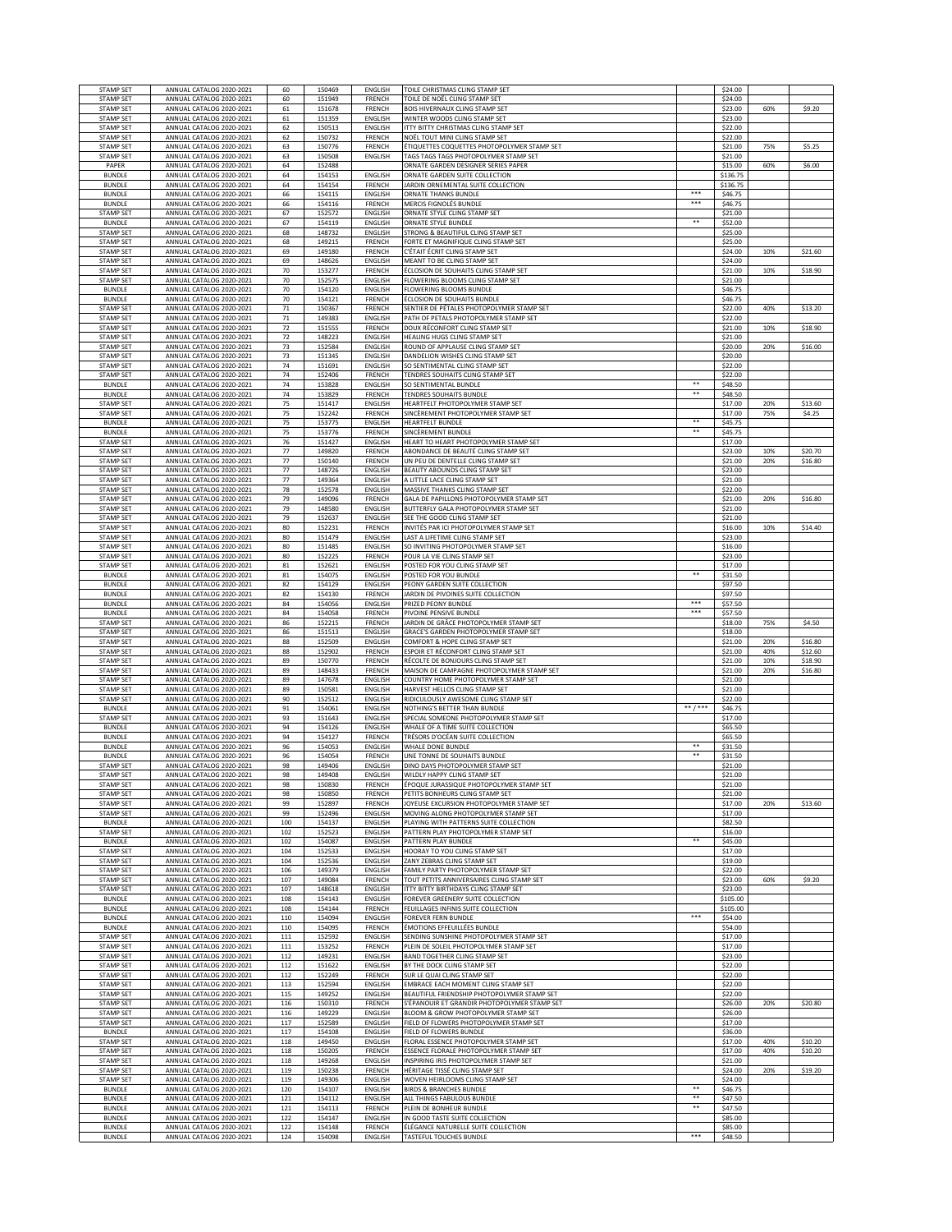| | | | | | | | | | |
|---|---|---|---|---|---|---|---|---|---|
| STAMP SET | ANNUAL CATALOG 2020-2021 | 60 | 150469 | ENGLISH | TOILE CHRISTMAS CLING STAMP SET | | $24.00 | | |
| STAMP SET | ANNUAL CATALOG 2020-2021 | 60 | 151949 | FRENCH | TOILE DE NOËL CLING STAMP SET | | $24.00 | | |
| STAMP SET | ANNUAL CATALOG 2020-2021 | 61 | 151678 | FRENCH | BOIS HIVERNAUX CLING STAMP SET | | $23.00 | 60% | $9.20 |
| STAMP SET | ANNUAL CATALOG 2020-2021 | 61 | 151359 | ENGLISH | WINTER WOODS CLING STAMP SET | | $23.00 | | |
| STAMP SET | ANNUAL CATALOG 2020-2021 | 62 | 150513 | ENGLISH | ITTY BITTY CHRISTMAS CLING STAMP SET | | $22.00 | | |
| STAMP SET | ANNUAL CATALOG 2020-2021 | 62 | 150732 | FRENCH | NOËL TOUT MINI CLING STAMP SET | | $22.00 | | |
| STAMP SET | ANNUAL CATALOG 2020-2021 | 63 | 150776 | FRENCH | ÉTIQUETTES COQUETTES PHOTOPOLYMER STAMP SET | | $21.00 | 75% | $5.25 |
| STAMP SET | ANNUAL CATALOG 2020-2021 | 63 | 150508 | ENGLISH | TAGS TAGS TAGS PHOTOPOLYMER STAMP SET | | $21.00 | | |
| PAPER | ANNUAL CATALOG 2020-2021 | 64 | 152488 | | ORNATE GARDEN DESIGNER SERIES PAPER | | $15.00 | 60% | $6.00 |
| BUNDLE | ANNUAL CATALOG 2020-2021 | 64 | 154153 | ENGLISH | ORNATE GARDEN SUITE COLLECTION | | $136.75 | | |
| BUNDLE | ANNUAL CATALOG 2020-2021 | 64 | 154154 | FRENCH | JARDIN ORNEMENTAL SUITE COLLECTION | | $136.75 | | |
| BUNDLE | ANNUAL CATALOG 2020-2021 | 66 | 154115 | ENGLISH | ORNATE THANKS BUNDLE | *** | $46.75 | | |
| BUNDLE | ANNUAL CATALOG 2020-2021 | 66 | 154116 | FRENCH | MERCIS FIGNOLÉS BUNDLE | *** | $46.75 | | |
| STAMP SET | ANNUAL CATALOG 2020-2021 | 67 | 152572 | ENGLISH | ORNATE STYLE CLING STAMP SET | | $21.00 | | |
| BUNDLE | ANNUAL CATALOG 2020-2021 | 67 | 154119 | ENGLISH | ORNATE STYLE BUNDLE | ** | $52.00 | | |
| STAMP SET | ANNUAL CATALOG 2020-2021 | 68 | 148732 | ENGLISH | STRONG & BEAUTIFUL CLING STAMP SET | | $25.00 | | |
| STAMP SET | ANNUAL CATALOG 2020-2021 | 68 | 149215 | FRENCH | FORTE ET MAGNIFIQUE CLING STAMP SET | | $25.00 | | |
| STAMP SET | ANNUAL CATALOG 2020-2021 | 69 | 149180 | FRENCH | C'ÉTAIT ÉCRIT CLING STAMP SET | | $24.00 | 10% | $21.60 |
| STAMP SET | ANNUAL CATALOG 2020-2021 | 69 | 148626 | ENGLISH | MEANT TO BE CLING STAMP SET | | $24.00 | | |
| STAMP SET | ANNUAL CATALOG 2020-2021 | 70 | 153277 | FRENCH | ÉCLOSION DE SOUHAITS CLING STAMP SET | | $21.00 | 10% | $18.90 |
| STAMP SET | ANNUAL CATALOG 2020-2021 | 70 | 152575 | ENGLISH | FLOWERING BLOOMS CLING STAMP SET | | $21.00 | | |
| BUNDLE | ANNUAL CATALOG 2020-2021 | 70 | 154120 | ENGLISH | FLOWERING BLOOMS BUNDLE | | $46.75 | | |
| BUNDLE | ANNUAL CATALOG 2020-2021 | 70 | 154121 | FRENCH | ÉCLOSION DE SOUHAITS BUNDLE | | $46.75 | | |
| STAMP SET | ANNUAL CATALOG 2020-2021 | 71 | 150367 | FRENCH | SENTIER DE PÉTALES PHOTOPOLYMER STAMP SET | | $22.00 | 40% | $13.20 |
| STAMP SET | ANNUAL CATALOG 2020-2021 | 71 | 149383 | ENGLISH | PATH OF PETALS PHOTOPOLYMER STAMP SET | | $22.00 | | |
| STAMP SET | ANNUAL CATALOG 2020-2021 | 72 | 151555 | FRENCH | DOUX RÉCONFORT CLING STAMP SET | | $21.00 | 10% | $18.90 |
| STAMP SET | ANNUAL CATALOG 2020-2021 | 72 | 148223 | ENGLISH | HEALING HUGS CLING STAMP SET | | $21.00 | | |
| STAMP SET | ANNUAL CATALOG 2020-2021 | 73 | 152584 | ENGLISH | ROUND OF APPLAUSE CLING STAMP SET | | $20.00 | 20% | $16.00 |
| STAMP SET | ANNUAL CATALOG 2020-2021 | 73 | 151345 | ENGLISH | DANDELION WISHES CLING STAMP SET | | $20.00 | | |
| STAMP SET | ANNUAL CATALOG 2020-2021 | 74 | 151691 | ENGLISH | SO SENTIMENTAL CLING STAMP SET | | $22.00 | | |
| STAMP SET | ANNUAL CATALOG 2020-2021 | 74 | 152406 | FRENCH | TENDRES SOUHAITS CLING STAMP SET | | $22.00 | | |
| BUNDLE | ANNUAL CATALOG 2020-2021 | 74 | 153828 | ENGLISH | SO SENTIMENTAL BUNDLE | ** | $48.50 | | |
| BUNDLE | ANNUAL CATALOG 2020-2021 | 74 | 153829 | FRENCH | TENDRES SOUHAITS BUNDLE | ** | $48.50 | | |
| STAMP SET | ANNUAL CATALOG 2020-2021 | 75 | 151417 | ENGLISH | HEARTFELT PHOTOPOLYMER STAMP SET | | $17.00 | 20% | $13.60 |
| STAMP SET | ANNUAL CATALOG 2020-2021 | 75 | 152242 | FRENCH | SINCÈREMENT PHOTOPOLYMER STAMP SET | | $17.00 | 75% | $4.25 |
| BUNDLE | ANNUAL CATALOG 2020-2021 | 75 | 153775 | ENGLISH | HEARTFELT BUNDLE | ** | $45.75 | | |
| BUNDLE | ANNUAL CATALOG 2020-2021 | 75 | 153776 | FRENCH | SINCÈREMENT BUNDLE | ** | $45.75 | | |
| STAMP SET | ANNUAL CATALOG 2020-2021 | 76 | 151427 | ENGLISH | HEART TO HEART PHOTOPOLYMER STAMP SET | | $17.00 | | |
| STAMP SET | ANNUAL CATALOG 2020-2021 | 77 | 149820 | FRENCH | ABONDANCE DE BEAUTÉ CLING STAMP SET | | $23.00 | 10% | $20.70 |
| STAMP SET | ANNUAL CATALOG 2020-2021 | 77 | 150140 | FRENCH | UN PEU DE DENTELLE CLING STAMP SET | | $21.00 | 20% | $16.80 |
| STAMP SET | ANNUAL CATALOG 2020-2021 | 77 | 148726 | ENGLISH | BEAUTY ABOUNDS CLING STAMP SET | | $23.00 | | |
| STAMP SET | ANNUAL CATALOG 2020-2021 | 77 | 149364 | ENGLISH | A LITTLE LACE CLING STAMP SET | | $21.00 | | |
| STAMP SET | ANNUAL CATALOG 2020-2021 | 78 | 152578 | ENGLISH | MASSIVE THANKS CLING STAMP SET | | $22.00 | | |
| STAMP SET | ANNUAL CATALOG 2020-2021 | 79 | 149096 | FRENCH | GALA DE PAPILLONS PHOTOPOLYMER STAMP SET | | $21.00 | 20% | $16.80 |
| STAMP SET | ANNUAL CATALOG 2020-2021 | 79 | 148580 | ENGLISH | BUTTERFLY GALA PHOTOPOLYMER STAMP SET | | $21.00 | | |
| STAMP SET | ANNUAL CATALOG 2020-2021 | 79 | 152637 | ENGLISH | SEE THE GOOD CLING STAMP SET | | $21.00 | | |
| STAMP SET | ANNUAL CATALOG 2020-2021 | 80 | 152231 | FRENCH | INVITÉS PAR ICI PHOTOPOLYMER STAMP SET | | $16.00 | 10% | $14.40 |
| STAMP SET | ANNUAL CATALOG 2020-2021 | 80 | 151479 | ENGLISH | LAST A LIFETIME CLING STAMP SET | | $23.00 | | |
| STAMP SET | ANNUAL CATALOG 2020-2021 | 80 | 151485 | ENGLISH | SO INVITING PHOTOPOLYMER STAMP SET | | $16.00 | | |
| STAMP SET | ANNUAL CATALOG 2020-2021 | 80 | 152225 | FRENCH | POUR LA VIE CLING STAMP SET | | $23.00 | | |
| STAMP SET | ANNUAL CATALOG 2020-2021 | 81 | 152621 | ENGLISH | POSTED FOR YOU CLING STAMP SET | | $17.00 | | |
| BUNDLE | ANNUAL CATALOG 2020-2021 | 81 | 154075 | ENGLISH | POSTED FOR YOU BUNDLE | ** | $31.50 | | |
| BUNDLE | ANNUAL CATALOG 2020-2021 | 82 | 154129 | ENGLISH | PEONY GARDEN SUITE COLLECTION | | $97.50 | | |
| BUNDLE | ANNUAL CATALOG 2020-2021 | 82 | 154130 | FRENCH | JARDIN DE PIVOINES SUITE COLLECTION | | $97.50 | | |
| BUNDLE | ANNUAL CATALOG 2020-2021 | 84 | 154056 | ENGLISH | PRIZED PEONY BUNDLE | *** | $57.50 | | |
| BUNDLE | ANNUAL CATALOG 2020-2021 | 84 | 154058 | FRENCH | PIVOINE PENSIVE BUNDLE | *** | $57.50 | | |
| STAMP SET | ANNUAL CATALOG 2020-2021 | 86 | 152215 | FRENCH | JARDIN DE GRÂCE PHOTOPOLYMER STAMP SET | | $18.00 | 75% | $4.50 |
| STAMP SET | ANNUAL CATALOG 2020-2021 | 86 | 151513 | ENGLISH | GRACE'S GARDEN PHOTOPOLYMER STAMP SET | | $18.00 | | |
| STAMP SET | ANNUAL CATALOG 2020-2021 | 88 | 152509 | ENGLISH | COMFORT & HOPE CLING STAMP SET | | $21.00 | 20% | $16.80 |
| STAMP SET | ANNUAL CATALOG 2020-2021 | 88 | 152902 | FRENCH | ESPOIR ET RÉCONFORT CLING STAMP SET | | $21.00 | 40% | $12.60 |
| STAMP SET | ANNUAL CATALOG 2020-2021 | 89 | 150770 | FRENCH | RÉCOLTE DE BONJOURS CLING STAMP SET | | $21.00 | 10% | $18.90 |
| STAMP SET | ANNUAL CATALOG 2020-2021 | 89 | 148433 | FRENCH | MAISON DE CAMPAGNE PHOTOPOLYMER STAMP SET | | $21.00 | 20% | $16.80 |
| STAMP SET | ANNUAL CATALOG 2020-2021 | 89 | 147678 | ENGLISH | COUNTRY HOME PHOTOPOLYMER STAMP SET | | $21.00 | | |
| STAMP SET | ANNUAL CATALOG 2020-2021 | 89 | 150581 | ENGLISH | HARVEST HELLOS CLING STAMP SET | | $21.00 | | |
| STAMP SET | ANNUAL CATALOG 2020-2021 | 90 | 152512 | ENGLISH | RIDICULOUSLY AWESOME CLING STAMP SET | | $22.00 | | |
| BUNDLE | ANNUAL CATALOG 2020-2021 | 91 | 154061 | ENGLISH | NOTHING'S BETTER THAN BUNDLE | ** / *** | $46.75 | | |
| STAMP SET | ANNUAL CATALOG 2020-2021 | 93 | 151643 | ENGLISH | SPECIAL SOMEONE PHOTOPOLYMER STAMP SET | | $17.00 | | |
| BUNDLE | ANNUAL CATALOG 2020-2021 | 94 | 154126 | ENGLISH | WHALE OF A TIME SUITE COLLECTION | | $65.50 | | |
| BUNDLE | ANNUAL CATALOG 2020-2021 | 94 | 154127 | FRENCH | TRÉSORS D'OCÉAN SUITE COLLECTION | | $65.50 | | |
| BUNDLE | ANNUAL CATALOG 2020-2021 | 96 | 154053 | ENGLISH | WHALE DONE BUNDLE | ** | $31.50 | | |
| BUNDLE | ANNUAL CATALOG 2020-2021 | 96 | 154054 | FRENCH | UNE TONNE DE SOUHAITS BUNDLE | ** | $31.50 | | |
| STAMP SET | ANNUAL CATALOG 2020-2021 | 98 | 149406 | ENGLISH | DINO DAYS PHOTOPOLYMER STAMP SET | | $21.00 | | |
| STAMP SET | ANNUAL CATALOG 2020-2021 | 98 | 149408 | ENGLISH | WILDLY HAPPY CLING STAMP SET | | $21.00 | | |
| STAMP SET | ANNUAL CATALOG 2020-2021 | 98 | 150830 | FRENCH | ÉPOQUE JURASSIQUE PHOTOPOLYMER STAMP SET | | $21.00 | | |
| STAMP SET | ANNUAL CATALOG 2020-2021 | 98 | 150850 | FRENCH | PETITS BONHEURS CLING STAMP SET | | $21.00 | | |
| STAMP SET | ANNUAL CATALOG 2020-2021 | 99 | 152897 | FRENCH | JOYEUSE EXCURSION PHOTOPOLYMER STAMP SET | | $17.00 | 20% | $13.60 |
| STAMP SET | ANNUAL CATALOG 2020-2021 | 99 | 152496 | ENGLISH | MOVING ALONG PHOTOPOLYMER STAMP SET | | $17.00 | | |
| BUNDLE | ANNUAL CATALOG 2020-2021 | 100 | 154137 | ENGLISH | PLAYING WITH PATTERNS SUITE COLLECTION | | $82.50 | | |
| STAMP SET | ANNUAL CATALOG 2020-2021 | 102 | 152523 | ENGLISH | PATTERN PLAY PHOTOPOLYMER STAMP SET | | $16.00 | | |
| BUNDLE | ANNUAL CATALOG 2020-2021 | 102 | 154087 | ENGLISH | PATTERN PLAY BUNDLE | ** | $45.00 | | |
| STAMP SET | ANNUAL CATALOG 2020-2021 | 104 | 152533 | ENGLISH | HOORAY TO YOU CLING STAMP SET | | $17.00 | | |
| STAMP SET | ANNUAL CATALOG 2020-2021 | 104 | 152536 | ENGLISH | ZANY ZEBRAS CLING STAMP SET | | $19.00 | | |
| STAMP SET | ANNUAL CATALOG 2020-2021 | 106 | 149379 | ENGLISH | FAMILY PARTY PHOTOPOLYMER STAMP SET | | $22.00 | | |
| STAMP SET | ANNUAL CATALOG 2020-2021 | 107 | 149084 | FRENCH | TOUT PETITS ANNIVERSAIRES CLING STAMP SET | | $23.00 | 60% | $9.20 |
| STAMP SET | ANNUAL CATALOG 2020-2021 | 107 | 148618 | ENGLISH | ITTY BITTY BIRTHDAYS CLING STAMP SET | | $23.00 | | |
| BUNDLE | ANNUAL CATALOG 2020-2021 | 108 | 154143 | ENGLISH | FOREVER GREENERY SUITE COLLECTION | | $105.00 | | |
| BUNDLE | ANNUAL CATALOG 2020-2021 | 108 | 154144 | FRENCH | FEUILLAGES INFINIS SUITE COLLECTION | | $105.00 | | |
| BUNDLE | ANNUAL CATALOG 2020-2021 | 110 | 154094 | ENGLISH | FOREVER FERN BUNDLE | *** | $54.00 | | |
| BUNDLE | ANNUAL CATALOG 2020-2021 | 110 | 154095 | FRENCH | ÉMOTIONS EFFEUILLÉES BUNDLE | | $54.00 | | |
| STAMP SET | ANNUAL CATALOG 2020-2021 | 111 | 152592 | ENGLISH | SENDING SUNSHINE PHOTOPOLYMER STAMP SET | | $17.00 | | |
| STAMP SET | ANNUAL CATALOG 2020-2021 | 111 | 153252 | FRENCH | PLEIN DE SOLEIL PHOTOPOLYMER STAMP SET | | $17.00 | | |
| STAMP SET | ANNUAL CATALOG 2020-2021 | 112 | 149231 | ENGLISH | BAND TOGETHER CLING STAMP SET | | $23.00 | | |
| STAMP SET | ANNUAL CATALOG 2020-2021 | 112 | 151622 | ENGLISH | BY THE DOCK CLING STAMP SET | | $22.00 | | |
| STAMP SET | ANNUAL CATALOG 2020-2021 | 112 | 152249 | FRENCH | SUR LE QUAI CLING STAMP SET | | $22.00 | | |
| STAMP SET | ANNUAL CATALOG 2020-2021 | 113 | 152594 | ENGLISH | EMBRACE EACH MOMENT CLING STAMP SET | | $22.00 | | |
| STAMP SET | ANNUAL CATALOG 2020-2021 | 115 | 149252 | ENGLISH | BEAUTIFUL FRIENDSHIP PHOTOPOLYMER STAMP SET | | $22.00 | | |
| STAMP SET | ANNUAL CATALOG 2020-2021 | 116 | 150310 | FRENCH | S'ÉPANOUIR ET GRANDIR PHOTOPOLYMER STAMP SET | | $26.00 | 20% | $20.80 |
| STAMP SET | ANNUAL CATALOG 2020-2021 | 116 | 149229 | ENGLISH | BLOOM & GROW PHOTOPOLYMER STAMP SET | | $26.00 | | |
| STAMP SET | ANNUAL CATALOG 2020-2021 | 117 | 152589 | ENGLISH | FIELD OF FLOWERS PHOTOPOLYMER STAMP SET | | $17.00 | | |
| BUNDLE | ANNUAL CATALOG 2020-2021 | 117 | 154108 | ENGLISH | FIELD OF FLOWERS BUNDLE | | $36.00 | | |
| STAMP SET | ANNUAL CATALOG 2020-2021 | 118 | 149450 | ENGLISH | FLORAL ESSENCE PHOTOPOLYMER STAMP SET | | $17.00 | 40% | $10.20 |
| STAMP SET | ANNUAL CATALOG 2020-2021 | 118 | 150205 | FRENCH | ESSENCE FLORALE PHOTOPOLYMER STAMP SET | | $17.00 | 40% | $10.20 |
| STAMP SET | ANNUAL CATALOG 2020-2021 | 118 | 149268 | ENGLISH | INSPIRING IRIS PHOTOPOLYMER STAMP SET | | $21.00 | | |
| STAMP SET | ANNUAL CATALOG 2020-2021 | 119 | 150238 | FRENCH | HÉRITAGE TISSÉ CLING STAMP SET | | $24.00 | 20% | $19.20 |
| STAMP SET | ANNUAL CATALOG 2020-2021 | 119 | 149306 | ENGLISH | WOVEN HEIRLOOMS CLING STAMP SET | | $24.00 | | |
| BUNDLE | ANNUAL CATALOG 2020-2021 | 120 | 154107 | ENGLISH | BIRDS & BRANCHES BUNDLE | ** | $46.75 | | |
| BUNDLE | ANNUAL CATALOG 2020-2021 | 121 | 154112 | ENGLISH | ALL THINGS FABULOUS BUNDLE | ** | $47.50 | | |
| BUNDLE | ANNUAL CATALOG 2020-2021 | 121 | 154113 | FRENCH | PLEIN DE BONHEUR BUNDLE | ** | $47.50 | | |
| BUNDLE | ANNUAL CATALOG 2020-2021 | 122 | 154147 | ENGLISH | IN GOOD TASTE SUITE COLLECTION | | $85.00 | | |
| BUNDLE | ANNUAL CATALOG 2020-2021 | 122 | 154148 | FRENCH | ÉLÉGANCE NATURELLE SUITE COLLECTION | | $85.00 | | |
| BUNDLE | ANNUAL CATALOG 2020-2021 | 124 | 154098 | ENGLISH | TASTEFUL TOUCHES BUNDLE | *** | $48.50 | | |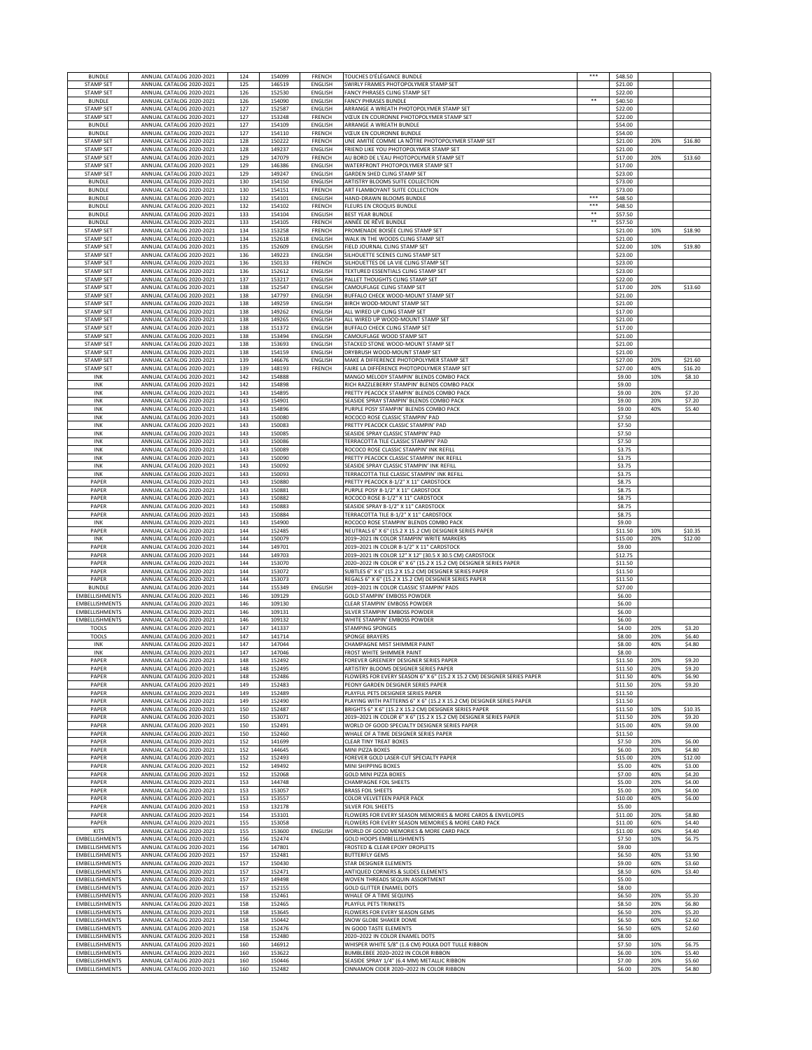| BUNDLE | ANNUAL CATALOG 2020-2021 | 124 | 154099 | FRENCH | TOUCHES D'ÉLÉGANCE BUNDLE | *** | $48.50 | | |
|---|---|---|---|---|---|---|---|---|---|
| STAMP SET | ANNUAL CATALOG 2020-2021 | 125 | 146519 | ENGLISH | SWIRLY FRAMES PHOTOPOLYMER STAMP SET | | $21.00 | | |
| STAMP SET | ANNUAL CATALOG 2020-2021 | 126 | 152530 | ENGLISH | FANCY PHRASES CLING STAMP SET | | $22.00 | | |
| BUNDLE | ANNUAL CATALOG 2020-2021 | 126 | 154090 | ENGLISH | FANCY PHRASES BUNDLE | ** | $40.50 | | |
| STAMP SET | ANNUAL CATALOG 2020-2021 | 127 | 152587 | ENGLISH | ARRANGE A WREATH PHOTOPOLYMER STAMP SET | | $22.00 | | |
| STAMP SET | ANNUAL CATALOG 2020-2021 | 127 | 153248 | FRENCH | VŒUX EN COURONNE PHOTOPOLYMER STAMP SET | | $22.00 | | |
| BUNDLE | ANNUAL CATALOG 2020-2021 | 127 | 154109 | ENGLISH | ARRANGE A WREATH BUNDLE | | $54.00 | | |
| BUNDLE | ANNUAL CATALOG 2020-2021 | 127 | 154110 | FRENCH | VŒUX EN COURONNE BUNDLE | | $54.00 | | |
| STAMP SET | ANNUAL CATALOG 2020-2021 | 128 | 150222 | FRENCH | UNE AMITIÉ COMME LA NÔTRE PHOTOPOLYMER STAMP SET | | $21.00 | 20% | $16.80 |
| STAMP SET | ANNUAL CATALOG 2020-2021 | 128 | 149237 | ENGLISH | FRIEND LIKE YOU PHOTOPOLYMER STAMP SET | | $21.00 | | |
| STAMP SET | ANNUAL CATALOG 2020-2021 | 129 | 147079 | FRENCH | AU BORD DE L'EAU PHOTOPOLYMER STAMP SET | | $17.00 | 20% | $13.60 |
| STAMP SET | ANNUAL CATALOG 2020-2021 | 129 | 146386 | ENGLISH | WATERFRONT PHOTOPOLYMER STAMP SET | | $17.00 | | |
| STAMP SET | ANNUAL CATALOG 2020-2021 | 129 | 149247 | ENGLISH | GARDEN SHED CLING STAMP SET | | $23.00 | | |
| BUNDLE | ANNUAL CATALOG 2020-2021 | 130 | 154150 | ENGLISH | ARTISTRY BLOOMS SUITE COLLECTION | | $73.00 | | |
| BUNDLE | ANNUAL CATALOG 2020-2021 | 130 | 154151 | FRENCH | ART FLAMBOYANT SUITE COLLECTION | | $73.00 | | |
| BUNDLE | ANNUAL CATALOG 2020-2021 | 132 | 154101 | ENGLISH | HAND-DRAWN BLOOMS BUNDLE | *** | $48.50 | | |
| BUNDLE | ANNUAL CATALOG 2020-2021 | 132 | 154102 | FRENCH | FLEURS EN CROQUIS BUNDLE | *** | $48.50 | | |
| BUNDLE | ANNUAL CATALOG 2020-2021 | 133 | 154104 | ENGLISH | BEST YEAR BUNDLE | ** | $57.50 | | |
| BUNDLE | ANNUAL CATALOG 2020-2021 | 133 | 154105 | FRENCH | ANNÉE DE RÊVE BUNDLE | ** | $57.50 | | |
| STAMP SET | ANNUAL CATALOG 2020-2021 | 134 | 153258 | FRENCH | PROMENADE BOISÉE CLING STAMP SET | | $21.00 | 10% | $18.90 |
| STAMP SET | ANNUAL CATALOG 2020-2021 | 134 | 152618 | ENGLISH | WALK IN THE WOODS CLING STAMP SET | | $21.00 | | |
| STAMP SET | ANNUAL CATALOG 2020-2021 | 135 | 152609 | ENGLISH | FIELD JOURNAL CLING STAMP SET | | $22.00 | 10% | $19.80 |
| STAMP SET | ANNUAL CATALOG 2020-2021 | 136 | 149223 | ENGLISH | SILHOUETTE SCENES CLING STAMP SET | | $23.00 | | |
| STAMP SET | ANNUAL CATALOG 2020-2021 | 136 | 150133 | FRENCH | SILHOUETTES DE LA VIE CLING STAMP SET | | $23.00 | | |
| STAMP SET | ANNUAL CATALOG 2020-2021 | 136 | 152612 | ENGLISH | TEXTURED ESSENTIALS CLING STAMP SET | | $23.00 | | |
| STAMP SET | ANNUAL CATALOG 2020-2021 | 137 | 153217 | ENGLISH | PALLET THOUGHTS CLING STAMP SET | | $22.00 | | |
| STAMP SET | ANNUAL CATALOG 2020-2021 | 138 | 152547 | ENGLISH | CAMOUFLAGE CLING STAMP SET | | $17.00 | 20% | $13.60 |
| STAMP SET | ANNUAL CATALOG 2020-2021 | 138 | 147797 | ENGLISH | BUFFALO CHECK WOOD-MOUNT STAMP SET | | $21.00 | | |
| STAMP SET | ANNUAL CATALOG 2020-2021 | 138 | 149259 | ENGLISH | BIRCH WOOD-MOUNT STAMP SET | | $21.00 | | |
| STAMP SET | ANNUAL CATALOG 2020-2021 | 138 | 149262 | ENGLISH | ALL WIRED UP CLING STAMP SET | | $17.00 | | |
| STAMP SET | ANNUAL CATALOG 2020-2021 | 138 | 149265 | ENGLISH | ALL WIRED UP WOOD-MOUNT STAMP SET | | $21.00 | | |
| STAMP SET | ANNUAL CATALOG 2020-2021 | 138 | 151372 | ENGLISH | BUFFALO CHECK CLING STAMP SET | | $17.00 | | |
| STAMP SET | ANNUAL CATALOG 2020-2021 | 138 | 153494 | ENGLISH | CAMOUFLAGE WOOD STAMP SET | | $21.00 | | |
| STAMP SET | ANNUAL CATALOG 2020-2021 | 138 | 153693 | ENGLISH | STACKED STONE WOOD-MOUNT STAMP SET | | $21.00 | | |
| STAMP SET | ANNUAL CATALOG 2020-2021 | 138 | 154159 | ENGLISH | DRYBRUSH WOOD-MOUNT STAMP SET | | $21.00 | | |
| STAMP SET | ANNUAL CATALOG 2020-2021 | 139 | 146676 | ENGLISH | MAKE A DIFFERENCE PHOTOPOLYMER STAMP SET | | $27.00 | 20% | $21.60 |
| STAMP SET | ANNUAL CATALOG 2020-2021 | 139 | 148193 | FRENCH | FAIRE LA DIFFÉRENCE PHOTOPOLYMER STAMP SET | | $27.00 | 40% | $16.20 |
| INK | ANNUAL CATALOG 2020-2021 | 142 | 154888 | | MANGO MELODY STAMPIN' BLENDS COMBO PACK | | $9.00 | 10% | $8.10 |
| INK | ANNUAL CATALOG 2020-2021 | 142 | 154898 | | RICH RAZZLEBERRY STAMPIN' BLENDS COMBO PACK | | $9.00 | | |
| INK | ANNUAL CATALOG 2020-2021 | 143 | 154895 | | PRETTY PEACOCK STAMPIN' BLENDS COMBO PACK | | $9.00 | 20% | $7.20 |
| INK | ANNUAL CATALOG 2020-2021 | 143 | 154901 | | SEASIDE SPRAY STAMPIN' BLENDS COMBO PACK | | $9.00 | 20% | $7.20 |
| INK | ANNUAL CATALOG 2020-2021 | 143 | 154896 | | PURPLE POSY STAMPIN' BLENDS COMBO PACK | | $9.00 | 40% | $5.40 |
| INK | ANNUAL CATALOG 2020-2021 | 143 | 150080 | | ROCOCO ROSE CLASSIC STAMPIN' PAD | | $7.50 | | |
| INK | ANNUAL CATALOG 2020-2021 | 143 | 150083 | | PRETTY PEACOCK CLASSIC STAMPIN' PAD | | $7.50 | | |
| INK | ANNUAL CATALOG 2020-2021 | 143 | 150085 | | SEASIDE SPRAY CLASSIC STAMPIN' PAD | | $7.50 | | |
| INK | ANNUAL CATALOG 2020-2021 | 143 | 150086 | | TERRACOTTA TILE CLASSIC STAMPIN' PAD | | $7.50 | | |
| INK | ANNUAL CATALOG 2020-2021 | 143 | 150089 | | ROCOCO ROSE CLASSIC STAMPIN' INK REFILL | | $3.75 | | |
| INK | ANNUAL CATALOG 2020-2021 | 143 | 150090 | | PRETTY PEACOCK CLASSIC STAMPIN' INK REFILL | | $3.75 | | |
| INK | ANNUAL CATALOG 2020-2021 | 143 | 150092 | | SEASIDE SPRAY CLASSIC STAMPIN' INK REFILL | | $3.75 | | |
| INK | ANNUAL CATALOG 2020-2021 | 143 | 150093 | | TERRACOTTA TILE CLASSIC STAMPIN' INK REFILL | | $3.75 | | |
| PAPER | ANNUAL CATALOG 2020-2021 | 143 | 150880 | | PRETTY PEACOCK 8-1/2" X 11" CARDSTOCK | | $8.75 | | |
| PAPER | ANNUAL CATALOG 2020-2021 | 143 | 150881 | | PURPLE POSY 8-1/2" X 11" CARDSTOCK | | $8.75 | | |
| PAPER | ANNUAL CATALOG 2020-2021 | 143 | 150882 | | ROCOCO ROSE 8-1/2" X 11" CARDSTOCK | | $8.75 | | |
| PAPER | ANNUAL CATALOG 2020-2021 | 143 | 150883 | | SEASIDE SPRAY 8-1/2" X 11" CARDSTOCK | | $8.75 | | |
| PAPER | ANNUAL CATALOG 2020-2021 | 143 | 150884 | | TERRACOTTA TILE 8-1/2" X 11" CARDSTOCK | | $8.75 | | |
| INK | ANNUAL CATALOG 2020-2021 | 143 | 154900 | | ROCOCO ROSE STAMPIN' BLENDS COMBO PACK | | $9.00 | | |
| PAPER | ANNUAL CATALOG 2020-2021 | 144 | 152485 | | NEUTRALS 6" X 6" (15.2 X 15.2 CM) DESIGNER SERIES PAPER | | $11.50 | 10% | $10.35 |
| INK | ANNUAL CATALOG 2020-2021 | 144 | 150079 | | 2019–2021 IN COLOR STAMPIN' WRITE MARKERS | | $15.00 | 20% | $12.00 |
| PAPER | ANNUAL CATALOG 2020-2021 | 144 | 149701 | | 2019–2021 IN COLOR 8-1/2" X 11" CARDSTOCK | | $9.00 | | |
| PAPER | ANNUAL CATALOG 2020-2021 | 144 | 149703 | | 2019–2021 IN COLOR 12" X 12" (30.5 X 30.5 CM) CARDSTOCK | | $12.75 | | |
| PAPER | ANNUAL CATALOG 2020-2021 | 144 | 153070 | | 2020–2022 IN COLOR 6" X 6" (15.2 X 15.2 CM) DESIGNER SERIES PAPER | | $11.50 | | |
| PAPER | ANNUAL CATALOG 2020-2021 | 144 | 153072 | | SUBTLES 6" X 6" (15.2 X 15.2 CM) DESIGNER SERIES PAPER | | $11.50 | | |
| PAPER | ANNUAL CATALOG 2020-2021 | 144 | 153073 | | REGALS 6" X 6" (15.2 X 15.2 CM) DESIGNER SERIES PAPER | | $11.50 | | |
| BUNDLE | ANNUAL CATALOG 2020-2021 | 144 | 155349 | ENGLISH | 2019–2021 IN COLOR CLASSIC STAMPIN' PADS | | $27.00 | | |
| EMBELLISHMENTS | ANNUAL CATALOG 2020-2021 | 146 | 109129 | | GOLD STAMPIN' EMBOSS POWDER | | $6.00 | | |
| EMBELLISHMENTS | ANNUAL CATALOG 2020-2021 | 146 | 109130 | | CLEAR STAMPIN' EMBOSS POWDER | | $6.00 | | |
| EMBELLISHMENTS | ANNUAL CATALOG 2020-2021 | 146 | 109131 | | SILVER STAMPIN' EMBOSS POWDER | | $6.00 | | |
| EMBELLISHMENTS | ANNUAL CATALOG 2020-2021 | 146 | 109132 | | WHITE STAMPIN' EMBOSS POWDER | | $6.00 | | |
| TOOLS | ANNUAL CATALOG 2020-2021 | 147 | 141337 | | STAMPING SPONGES | | $4.00 | 20% | $3.20 |
| TOOLS | ANNUAL CATALOG 2020-2021 | 147 | 141714 | | SPONGE BRAYERS | | $8.00 | 20% | $6.40 |
| INK | ANNUAL CATALOG 2020-2021 | 147 | 147044 | | CHAMPAGNE MIST SHIMMER PAINT | | $8.00 | 40% | $4.80 |
| INK | ANNUAL CATALOG 2020-2021 | 147 | 147046 | | FROST WHITE SHIMMER PAINT | | $8.00 | | |
| PAPER | ANNUAL CATALOG 2020-2021 | 148 | 152492 | | FOREVER GREENERY DESIGNER SERIES PAPER | | $11.50 | 20% | $9.20 |
| PAPER | ANNUAL CATALOG 2020-2021 | 148 | 152495 | | ARTISTRY BLOOMS DESIGNER SERIES PAPER | | $11.50 | 20% | $9.20 |
| PAPER | ANNUAL CATALOG 2020-2021 | 148 | 152486 | | FLOWERS FOR EVERY SEASON 6" X 6" (15.2 X 15.2 CM) DESIGNER SERIES PAPER | | $11.50 | 40% | $6.90 |
| PAPER | ANNUAL CATALOG 2020-2021 | 149 | 152483 | | PEONY GARDEN DESIGNER SERIES PAPER | | $11.50 | 20% | $9.20 |
| PAPER | ANNUAL CATALOG 2020-2021 | 149 | 152489 | | PLAYFUL PETS DESIGNER SERIES PAPER | | $11.50 | | |
| PAPER | ANNUAL CATALOG 2020-2021 | 149 | 152490 | | PLAYING WITH PATTERNS 6" X 6" (15.2 X 15.2 CM) DESIGNER SERIES PAPER | | $11.50 | | |
| PAPER | ANNUAL CATALOG 2020-2021 | 150 | 152487 | | BRIGHTS 6" X 6" (15.2 X 15.2 CM) DESIGNER SERIES PAPER | | $11.50 | 10% | $10.35 |
| PAPER | ANNUAL CATALOG 2020-2021 | 150 | 153071 | | 2019–2021 IN COLOR 6" X 6" (15.2 X 15.2 CM) DESIGNER SERIES PAPER | | $11.50 | 20% | $9.20 |
| PAPER | ANNUAL CATALOG 2020-2021 | 150 | 152491 | | WORLD OF GOOD SPECIALTY DESIGNER SERIES PAPER | | $15.00 | 40% | $9.00 |
| PAPER | ANNUAL CATALOG 2020-2021 | 150 | 152460 | | WHALE OF A TIME DESIGNER SERIES PAPER | | $11.50 | | |
| PAPER | ANNUAL CATALOG 2020-2021 | 152 | 141699 | | CLEAR TINY TREAT BOXES | | $7.50 | 20% | $6.00 |
| PAPER | ANNUAL CATALOG 2020-2021 | 152 | 144645 | | MINI PIZZA BOXES | | $6.00 | 20% | $4.80 |
| PAPER | ANNUAL CATALOG 2020-2021 | 152 | 152493 | | FOREVER GOLD LASER-CUT SPECIALTY PAPER | | $15.00 | 20% | $12.00 |
| PAPER | ANNUAL CATALOG 2020-2021 | 152 | 149492 | | MINI SHIPPING BOXES | | $5.00 | 40% | $3.00 |
| PAPER | ANNUAL CATALOG 2020-2021 | 152 | 152068 | | GOLD MINI PIZZA BOXES | | $7.00 | 40% | $4.20 |
| PAPER | ANNUAL CATALOG 2020-2021 | 153 | 144748 | | CHAMPAGNE FOIL SHEETS | | $5.00 | 20% | $4.00 |
| PAPER | ANNUAL CATALOG 2020-2021 | 153 | 153057 | | BRASS FOIL SHEETS | | $5.00 | 20% | $4.00 |
| PAPER | ANNUAL CATALOG 2020-2021 | 153 | 153557 | | COLOR VELVETEEN PAPER PACK | | $10.00 | 40% | $6.00 |
| PAPER | ANNUAL CATALOG 2020-2021 | 153 | 132178 | | SILVER FOIL SHEETS | | $5.00 | | |
| PAPER | ANNUAL CATALOG 2020-2021 | 154 | 153101 | | FLOWERS FOR EVERY SEASON MEMORIES & MORE CARDS & ENVELOPES | | $11.00 | 20% | $8.80 |
| PAPER | ANNUAL CATALOG 2020-2021 | 155 | 153058 | | FLOWERS FOR EVERY SEASON MEMORIES & MORE CARD PACK | | $11.00 | 60% | $4.40 |
| KITS | ANNUAL CATALOG 2020-2021 | 155 | 153600 | ENGLISH | WORLD OF GOOD MEMORIES & MORE CARD PACK | | $11.00 | 60% | $4.40 |
| EMBELLISHMENTS | ANNUAL CATALOG 2020-2021 | 156 | 152474 | | GOLD HOOPS EMBELLISHMENTS | | $7.50 | 10% | $6.75 |
| EMBELLISHMENTS | ANNUAL CATALOG 2020-2021 | 156 | 147801 | | FROSTED & CLEAR EPOXY DROPLETS | | $9.00 | | |
| EMBELLISHMENTS | ANNUAL CATALOG 2020-2021 | 157 | 152481 | | BUTTERFLY GEMS | | $6.50 | 40% | $3.90 |
| EMBELLISHMENTS | ANNUAL CATALOG 2020-2021 | 157 | 150430 | | STAR DESIGNER ELEMENTS | | $9.00 | 60% | $3.60 |
| EMBELLISHMENTS | ANNUAL CATALOG 2020-2021 | 157 | 152471 | | ANTIQUED CORNERS & SLIDES ELEMENTS | | $8.50 | 60% | $3.40 |
| EMBELLISHMENTS | ANNUAL CATALOG 2020-2021 | 157 | 149498 | | WOVEN THREADS SEQUIN ASSORTMENT | | $5.00 | | |
| EMBELLISHMENTS | ANNUAL CATALOG 2020-2021 | 157 | 152155 | | GOLD GLITTER ENAMEL DOTS | | $8.00 | | |
| EMBELLISHMENTS | ANNUAL CATALOG 2020-2021 | 158 | 152461 | | WHALE OF A TIME SEQUINS | | $6.50 | 20% | $5.20 |
| EMBELLISHMENTS | ANNUAL CATALOG 2020-2021 | 158 | 152465 | | PLAYFUL PETS TRINKETS | | $8.50 | 20% | $6.80 |
| EMBELLISHMENTS | ANNUAL CATALOG 2020-2021 | 158 | 153645 | | FLOWERS FOR EVERY SEASON GEMS | | $6.50 | 20% | $5.20 |
| EMBELLISHMENTS | ANNUAL CATALOG 2020-2021 | 158 | 150442 | | SNOW GLOBE SHAKER DOME | | $6.50 | 60% | $2.60 |
| EMBELLISHMENTS | ANNUAL CATALOG 2020-2021 | 158 | 152476 | | IN GOOD TASTE ELEMENTS | | $6.50 | 60% | $2.60 |
| EMBELLISHMENTS | ANNUAL CATALOG 2020-2021 | 158 | 152480 | | 2020–2022 IN COLOR ENAMEL DOTS | | $8.00 | | |
| EMBELLISHMENTS | ANNUAL CATALOG 2020-2021 | 160 | 146912 | | WHISPER WHITE 5/8" (1.6 CM) POLKA DOT TULLE RIBBON | | $7.50 | 10% | $6.75 |
| EMBELLISHMENTS | ANNUAL CATALOG 2020-2021 | 160 | 153622 | | BUMBLEBEE 2020–2022 IN COLOR RIBBON | | $6.00 | 10% | $5.40 |
| EMBELLISHMENTS | ANNUAL CATALOG 2020-2021 | 160 | 150446 | | SEASIDE SPRAY 1/4" (6.4 MM) METALLIC RIBBON | | $7.00 | 20% | $5.60 |
| EMBELLISHMENTS | ANNUAL CATALOG 2020-2021 | 160 | 152482 | | CINNAMON CIDER 2020–2022 IN COLOR RIBBON | | $6.00 | 20% | $4.80 |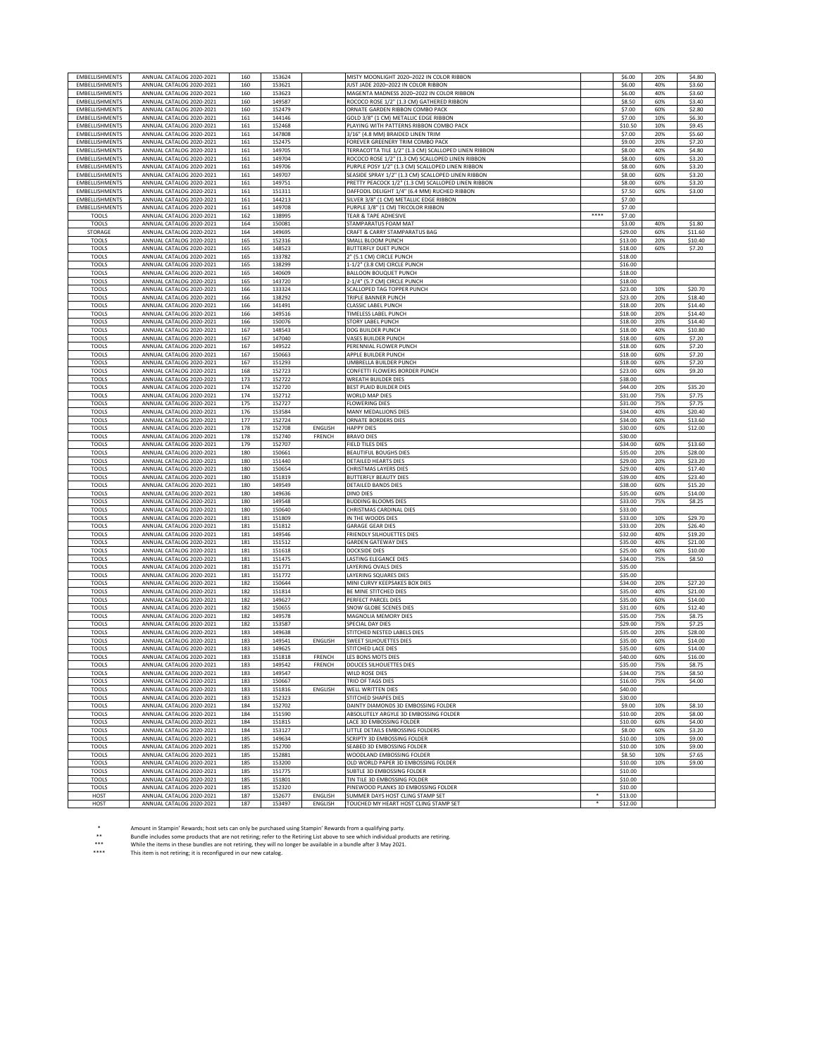| | | | | | | | | | |
|---|---|---|---|---|---|---|---|---|---|
| EMBELLISHMENTS | ANNUAL CATALOG 2020-2021 | 160 | 153624 | | MISTY MOONLIGHT 2020–2022 IN COLOR RIBBON | | $6.00 | 20% | $4.80 |
| EMBELLISHMENTS | ANNUAL CATALOG 2020-2021 | 160 | 153621 | | JUST JADE 2020–2022 IN COLOR RIBBON | | $6.00 | 40% | $3.60 |
| EMBELLISHMENTS | ANNUAL CATALOG 2020-2021 | 160 | 153623 | | MAGENTA MADNESS 2020–2022 IN COLOR RIBBON | | $6.00 | 40% | $3.60 |
| EMBELLISHMENTS | ANNUAL CATALOG 2020-2021 | 160 | 149587 | | ROCOCO ROSE 1/2" (1.3 CM) GATHERED RIBBON | | $8.50 | 60% | $3.40 |
| EMBELLISHMENTS | ANNUAL CATALOG 2020-2021 | 160 | 152479 | | ORNATE GARDEN RIBBON COMBO PACK | | $7.00 | 60% | $2.80 |
| EMBELLISHMENTS | ANNUAL CATALOG 2020-2021 | 161 | 144146 | | GOLD 3/8" (1 CM) METALLIC EDGE RIBBON | | $7.00 | 10% | $6.30 |
| EMBELLISHMENTS | ANNUAL CATALOG 2020-2021 | 161 | 152468 | | PLAYING WITH PATTERNS RIBBON COMBO PACK | | $10.50 | 10% | $9.45 |
| EMBELLISHMENTS | ANNUAL CATALOG 2020-2021 | 161 | 147808 | | 3/16" (4.8 MM) BRAIDED LINEN TRIM | | $7.00 | 20% | $5.60 |
| EMBELLISHMENTS | ANNUAL CATALOG 2020-2021 | 161 | 152475 | | FOREVER GREENERY TRIM COMBO PACK | | $9.00 | 20% | $7.20 |
| EMBELLISHMENTS | ANNUAL CATALOG 2020-2021 | 161 | 149705 | | TERRACOTTA TILE 1/2" (1.3 CM) SCALLOPED LINEN RIBBON | | $8.00 | 40% | $4.80 |
| EMBELLISHMENTS | ANNUAL CATALOG 2020-2021 | 161 | 149704 | | ROCOCO ROSE 1/2" (1.3 CM) SCALLOPED LINEN RIBBON | | $8.00 | 60% | $3.20 |
| EMBELLISHMENTS | ANNUAL CATALOG 2020-2021 | 161 | 149706 | | PURPLE POSY 1/2" (1.3 CM) SCALLOPED LINEN RIBBON | | $8.00 | 60% | $3.20 |
| EMBELLISHMENTS | ANNUAL CATALOG 2020-2021 | 161 | 149707 | | SEASIDE SPRAY 1/2" (1.3 CM) SCALLOPED LINEN RIBBON | | $8.00 | 60% | $3.20 |
| EMBELLISHMENTS | ANNUAL CATALOG 2020-2021 | 161 | 149751 | | PRETTY PEACOCK 1/2" (1.3 CM) SCALLOPED LINEN RIBBON | | $8.00 | 60% | $3.20 |
| EMBELLISHMENTS | ANNUAL CATALOG 2020-2021 | 161 | 151311 | | DAFFODIL DELIGHT 1/4" (6.4 MM) RUCHED RIBBON | | $7.50 | 60% | $3.00 |
| EMBELLISHMENTS | ANNUAL CATALOG 2020-2021 | 161 | 144213 | | SILVER 3/8" (1 CM) METALLIC EDGE RIBBON | | $7.00 | | |
| EMBELLISHMENTS | ANNUAL CATALOG 2020-2021 | 161 | 149708 | | PURPLE 3/8" (1 CM) TRICOLOR RIBBON | | $7.00 | | |
| TOOLS | ANNUAL CATALOG 2020-2021 | 162 | 138995 | | TEAR & TAPE ADHESIVE | **** | $7.00 | | |
| TOOLS | ANNUAL CATALOG 2020-2021 | 164 | 150081 | | STAMPARATUS FOAM MAT | | $3.00 | 40% | $1.80 |
| STORAGE | ANNUAL CATALOG 2020-2021 | 164 | 149695 | | CRAFT & CARRY STAMPARATUS BAG | | $29.00 | 60% | $11.60 |
| TOOLS | ANNUAL CATALOG 2020-2021 | 165 | 152316 | | SMALL BLOOM PUNCH | | $13.00 | 20% | $10.40 |
| TOOLS | ANNUAL CATALOG 2020-2021 | 165 | 148523 | | BUTTERFLY DUET PUNCH | | $18.00 | 60% | $7.20 |
| TOOLS | ANNUAL CATALOG 2020-2021 | 165 | 133782 | | 2" (5.1 CM) CIRCLE PUNCH | | $18.00 | | |
| TOOLS | ANNUAL CATALOG 2020-2021 | 165 | 138299 | | 1-1/2" (3.8 CM) CIRCLE PUNCH | | $16.00 | | |
| TOOLS | ANNUAL CATALOG 2020-2021 | 165 | 140609 | | BALLOON BOUQUET PUNCH | | $18.00 | | |
| TOOLS | ANNUAL CATALOG 2020-2021 | 165 | 143720 | | 2-1/4" (5.7 CM) CIRCLE PUNCH | | $18.00 | | |
| TOOLS | ANNUAL CATALOG 2020-2021 | 166 | 133324 | | SCALLOPED TAG TOPPER PUNCH | | $23.00 | 10% | $20.70 |
| TOOLS | ANNUAL CATALOG 2020-2021 | 166 | 138292 | | TRIPLE BANNER PUNCH | | $23.00 | 20% | $18.40 |
| TOOLS | ANNUAL CATALOG 2020-2021 | 166 | 141491 | | CLASSIC LABEL PUNCH | | $18.00 | 20% | $14.40 |
| TOOLS | ANNUAL CATALOG 2020-2021 | 166 | 149516 | | TIMELESS LABEL PUNCH | | $18.00 | 20% | $14.40 |
| TOOLS | ANNUAL CATALOG 2020-2021 | 166 | 150076 | | STORY LABEL PUNCH | | $18.00 | 20% | $14.40 |
| TOOLS | ANNUAL CATALOG 2020-2021 | 167 | 148543 | | DOG BUILDER PUNCH | | $18.00 | 40% | $10.80 |
| TOOLS | ANNUAL CATALOG 2020-2021 | 167 | 147040 | | VASES BUILDER PUNCH | | $18.00 | 60% | $7.20 |
| TOOLS | ANNUAL CATALOG 2020-2021 | 167 | 149522 | | PERENNIAL FLOWER PUNCH | | $18.00 | 60% | $7.20 |
| TOOLS | ANNUAL CATALOG 2020-2021 | 167 | 150663 | | APPLE BUILDER PUNCH | | $18.00 | 60% | $7.20 |
| TOOLS | ANNUAL CATALOG 2020-2021 | 167 | 151293 | | UMBRELLA BUILDER PUNCH | | $18.00 | 60% | $7.20 |
| TOOLS | ANNUAL CATALOG 2020-2021 | 168 | 152723 | | CONFETTI FLOWERS BORDER PUNCH | | $23.00 | 60% | $9.20 |
| TOOLS | ANNUAL CATALOG 2020-2021 | 173 | 152722 | | WREATH BUILDER DIES | | $38.00 | | |
| TOOLS | ANNUAL CATALOG 2020-2021 | 174 | 152720 | | BEST PLAID BUILDER DIES | | $44.00 | 20% | $35.20 |
| TOOLS | ANNUAL CATALOG 2020-2021 | 174 | 152712 | | WORLD MAP DIES | | $31.00 | 75% | $7.75 |
| TOOLS | ANNUAL CATALOG 2020-2021 | 175 | 152727 | | FLOWERING DIES | | $31.00 | 75% | $7.75 |
| TOOLS | ANNUAL CATALOG 2020-2021 | 176 | 153584 | | MANY MEDALLIONS DIES | | $34.00 | 40% | $20.40 |
| TOOLS | ANNUAL CATALOG 2020-2021 | 177 | 152724 | | ORNATE BORDERS DIES | | $34.00 | 60% | $13.60 |
| TOOLS | ANNUAL CATALOG 2020-2021 | 178 | 152708 | ENGLISH | HAPPY DIES | | $30.00 | 60% | $12.00 |
| TOOLS | ANNUAL CATALOG 2020-2021 | 178 | 152740 | FRENCH | BRAVO DIES | | $30.00 | | |
| TOOLS | ANNUAL CATALOG 2020-2021 | 179 | 152707 | | FIELD TILES DIES | | $34.00 | 60% | $13.60 |
| TOOLS | ANNUAL CATALOG 2020-2021 | 180 | 150661 | | BEAUTIFUL BOUGHS DIES | | $35.00 | 20% | $28.00 |
| TOOLS | ANNUAL CATALOG 2020-2021 | 180 | 151440 | | DETAILED HEARTS DIES | | $29.00 | 20% | $23.20 |
| TOOLS | ANNUAL CATALOG 2020-2021 | 180 | 150654 | | CHRISTMAS LAYERS DIES | | $29.00 | 40% | $17.40 |
| TOOLS | ANNUAL CATALOG 2020-2021 | 180 | 151819 | | BUTTERFLY BEAUTY DIES | | $39.00 | 40% | $23.40 |
| TOOLS | ANNUAL CATALOG 2020-2021 | 180 | 149549 | | DETAILED BANDS DIES | | $38.00 | 60% | $15.20 |
| TOOLS | ANNUAL CATALOG 2020-2021 | 180 | 149636 | | DINO DIES | | $35.00 | 60% | $14.00 |
| TOOLS | ANNUAL CATALOG 2020-2021 | 180 | 149548 | | BUDDING BLOOMS DIES | | $33.00 | 75% | $8.25 |
| TOOLS | ANNUAL CATALOG 2020-2021 | 180 | 150640 | | CHRISTMAS CARDINAL DIES | | $33.00 | | |
| TOOLS | ANNUAL CATALOG 2020-2021 | 181 | 151809 | | IN THE WOODS DIES | | $33.00 | 10% | $29.70 |
| TOOLS | ANNUAL CATALOG 2020-2021 | 181 | 151812 | | GARAGE GEAR DIES | | $33.00 | 20% | $26.40 |
| TOOLS | ANNUAL CATALOG 2020-2021 | 181 | 149546 | | FRIENDLY SILHOUETTES DIES | | $32.00 | 40% | $19.20 |
| TOOLS | ANNUAL CATALOG 2020-2021 | 181 | 151512 | | GARDEN GATEWAY DIES | | $35.00 | 40% | $21.00 |
| TOOLS | ANNUAL CATALOG 2020-2021 | 181 | 151618 | | DOCKSIDE DIES | | $25.00 | 60% | $10.00 |
| TOOLS | ANNUAL CATALOG 2020-2021 | 181 | 151475 | | LASTING ELEGANCE DIES | | $34.00 | 75% | $8.50 |
| TOOLS | ANNUAL CATALOG 2020-2021 | 181 | 151771 | | LAYERING OVALS DIES | | $35.00 | | |
| TOOLS | ANNUAL CATALOG 2020-2021 | 181 | 151772 | | LAYERING SQUARES DIES | | $35.00 | | |
| TOOLS | ANNUAL CATALOG 2020-2021 | 182 | 150644 | | MINI CURVY KEEPSAKES BOX DIES | | $34.00 | 20% | $27.20 |
| TOOLS | ANNUAL CATALOG 2020-2021 | 182 | 151814 | | BE MINE STITCHED DIES | | $35.00 | 40% | $21.00 |
| TOOLS | ANNUAL CATALOG 2020-2021 | 182 | 149627 | | PERFECT PARCEL DIES | | $35.00 | 60% | $14.00 |
| TOOLS | ANNUAL CATALOG 2020-2021 | 182 | 150655 | | SNOW GLOBE SCENES DIES | | $31.00 | 60% | $12.40 |
| TOOLS | ANNUAL CATALOG 2020-2021 | 182 | 149578 | | MAGNOLIA MEMORY DIES | | $35.00 | 75% | $8.75 |
| TOOLS | ANNUAL CATALOG 2020-2021 | 182 | 153587 | | SPECIAL DAY DIES | | $29.00 | 75% | $7.25 |
| TOOLS | ANNUAL CATALOG 2020-2021 | 183 | 149638 | | STITCHED NESTED LABELS DIES | | $35.00 | 20% | $28.00 |
| TOOLS | ANNUAL CATALOG 2020-2021 | 183 | 149541 | ENGLISH | SWEET SILHOUETTES DIES | | $35.00 | 60% | $14.00 |
| TOOLS | ANNUAL CATALOG 2020-2021 | 183 | 149625 | | STITCHED LACE DIES | | $35.00 | 60% | $14.00 |
| TOOLS | ANNUAL CATALOG 2020-2021 | 183 | 151818 | FRENCH | LES BONS MOTS DIES | | $40.00 | 60% | $16.00 |
| TOOLS | ANNUAL CATALOG 2020-2021 | 183 | 149542 | FRENCH | DOUCES SILHOUETTES DIES | | $35.00 | 75% | $8.75 |
| TOOLS | ANNUAL CATALOG 2020-2021 | 183 | 149547 | | WILD ROSE DIES | | $34.00 | 75% | $8.50 |
| TOOLS | ANNUAL CATALOG 2020-2021 | 183 | 150667 | | TRIO OF TAGS DIES | | $16.00 | 75% | $4.00 |
| TOOLS | ANNUAL CATALOG 2020-2021 | 183 | 151816 | ENGLISH | WELL WRITTEN DIES | | $40.00 | | |
| TOOLS | ANNUAL CATALOG 2020-2021 | 183 | 152323 | | STITCHED SHAPES DIES | | $30.00 | | |
| TOOLS | ANNUAL CATALOG 2020-2021 | 184 | 152702 | | DAINTY DIAMONDS 3D EMBOSSING FOLDER | | $9.00 | 10% | $8.10 |
| TOOLS | ANNUAL CATALOG 2020-2021 | 184 | 151590 | | ABSOLUTELY ARGYLE 3D EMBOSSING FOLDER | | $10.00 | 20% | $8.00 |
| TOOLS | ANNUAL CATALOG 2020-2021 | 184 | 151815 | | LACE 3D EMBOSSING FOLDER | | $10.00 | 60% | $4.00 |
| TOOLS | ANNUAL CATALOG 2020-2021 | 184 | 153127 | | LITTLE DETAILS EMBOSSING FOLDERS | | $8.00 | 60% | $3.20 |
| TOOLS | ANNUAL CATALOG 2020-2021 | 185 | 149634 | | SCRIPTY 3D EMBOSSING FOLDER | | $10.00 | 10% | $9.00 |
| TOOLS | ANNUAL CATALOG 2020-2021 | 185 | 152700 | | SEABED 3D EMBOSSING FOLDER | | $10.00 | 10% | $9.00 |
| TOOLS | ANNUAL CATALOG 2020-2021 | 185 | 152881 | | WOODLAND EMBOSSING FOLDER | | $8.50 | 10% | $7.65 |
| TOOLS | ANNUAL CATALOG 2020-2021 | 185 | 153200 | | OLD WORLD PAPER 3D EMBOSSING FOLDER | | $10.00 | 10% | $9.00 |
| TOOLS | ANNUAL CATALOG 2020-2021 | 185 | 151775 | | SUBTLE 3D EMBOSSING FOLDER | | $10.00 | | |
| TOOLS | ANNUAL CATALOG 2020-2021 | 185 | 151801 | | TIN TILE 3D EMBOSSING FOLDER | | $10.00 | | |
| TOOLS | ANNUAL CATALOG 2020-2021 | 185 | 152320 | | PINEWOOD PLANKS 3D EMBOSSING FOLDER | | $10.00 | | |
| HOST | ANNUAL CATALOG 2020-2021 | 187 | 152677 | ENGLISH | SUMMER DAYS HOST CLING STAMP SET | * | $13.00 | | |
| HOST | ANNUAL CATALOG 2020-2021 | 187 | 153497 | ENGLISH | TOUCHED MY HEART HOST CLING STAMP SET | * | $12.00 | | |

\* Amount in Stampin' Rewards; host sets can only be purchased using Stampin' Rewards from a qualifying party.

** Bundle includes some products that are not retiring; refer to the Retiring List above to see which individual products are retiring.

*** While the items in these bundles are not retiring, they will no longer be available in a bundle after 3 May 2021.

**** This item is not retiring; it is reconfigured in our new catalog.